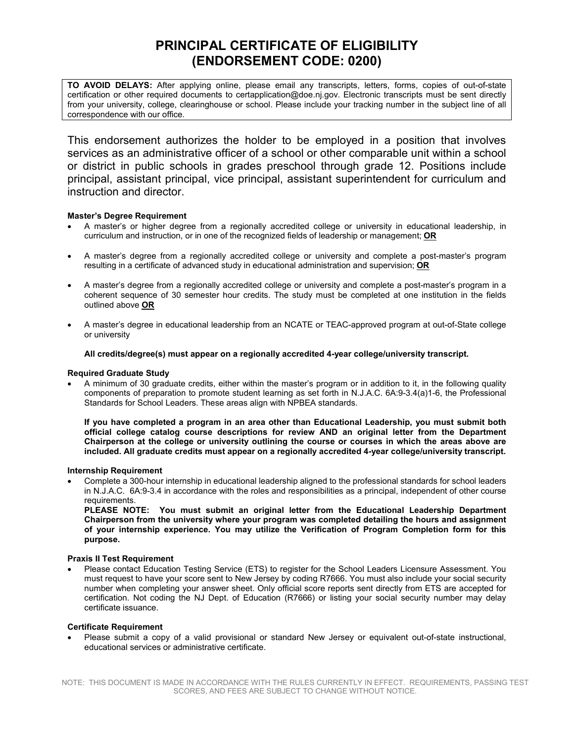# PRINCIPAL CERTIFICATE OF ELIGIBILITY (ENDORSEMENT CODE: 0200)

**TO AVOID DELAYS:** After applying online, please email any transcripts, letters, forms, copies of out-of-state certification or other required documents to certapplication@doe.nj.gov. Electronic transcripts must be sent directly from your university, college, clearinghouse or school. Please include your tracking number in the subject line of all correspondence with our office.

This endorsement authorizes the holder to be employed in a position that involves services as an administrative officer of a school or other comparable unit within a school or district in public schools in grades preschool through grade 12. Positions include principal, assistant principal, vice principal, assistant superintendent for curriculum and instruction and director.

**Master's Degree Requirement**

- A master's or higher degree from a regionally accredited college or university in educational leadership, in curriculum and instruction, or in one of the recognized fields of leadership or management; **OR**
- A master's degree from a regionally accredited college or university and complete a post-master's program resulting in a certificate of advanced study in educational administration and supervision; **OR**
- A master's degree from a regionally accredited college or university and complete a post-master's program in a coherent sequence of 30 semester hour credits. The study must be completed at one institution in the fields outlined above **OR**
- A master's degree in educational leadership from an NCATE or TEAC-approved program at out-of-State college or university

**All credits/degree(s) must appear on a regionally accredited 4-year college/university transcript.**

**Required Graduate Study**

- A minimum of 30 graduate credits, either within the master's program or in addition to it, in the following quality components of preparation to promote student learning as set forth in N.J.A.C. 6A:9-3.4(a)1-6, the Professional Standards for School Leaders. These areas align with NPBEA standards.

  **If you have completed a program in an area other than Educational Leadership, you must submit both official college catalog course descriptions for review AND an original letter from the Department Chairperson at the college or university outlining the course or courses in which the areas above are included. All graduate credits must appear on a regionally accredited 4-year college/university transcript.**

**Internship Requirement**

- Complete a 300-hour internship in educational leadership aligned to the professional standards for school leaders in N.J.A.C. 6A:9-3.4 in accordance with the roles and responsibilities as a principal, independent of other course requirements.
  **PLEASE NOTE: You must submit an original letter from the Educational Leadership Department Chairperson from the university where your program was completed detailing the hours and assignment of your internship experience. You may utilize the Verification of Program Completion form for this purpose.**

**Praxis II Test Requirement**

- Please contact Education Testing Service (ETS) to register for the School Leaders Licensure Assessment. You must request to have your score sent to New Jersey by coding R7666. You must also include your social security number when completing your answer sheet. Only official score reports sent directly from ETS are accepted for certification. Not coding the NJ Dept. of Education (R7666) or listing your social security number may delay certificate issuance.

**Certificate Requirement**

- Please submit a copy of a valid provisional or standard New Jersey or equivalent out-of-state instructional, educational services or administrative certificate.

NOTE: THIS DOCUMENT IS MADE IN ACCORDANCE WITH THE RULES CURRENTLY IN EFFECT. REQUIREMENTS, PASSING TEST SCORES, AND FEES ARE SUBJECT TO CHANGE WITHOUT NOTICE.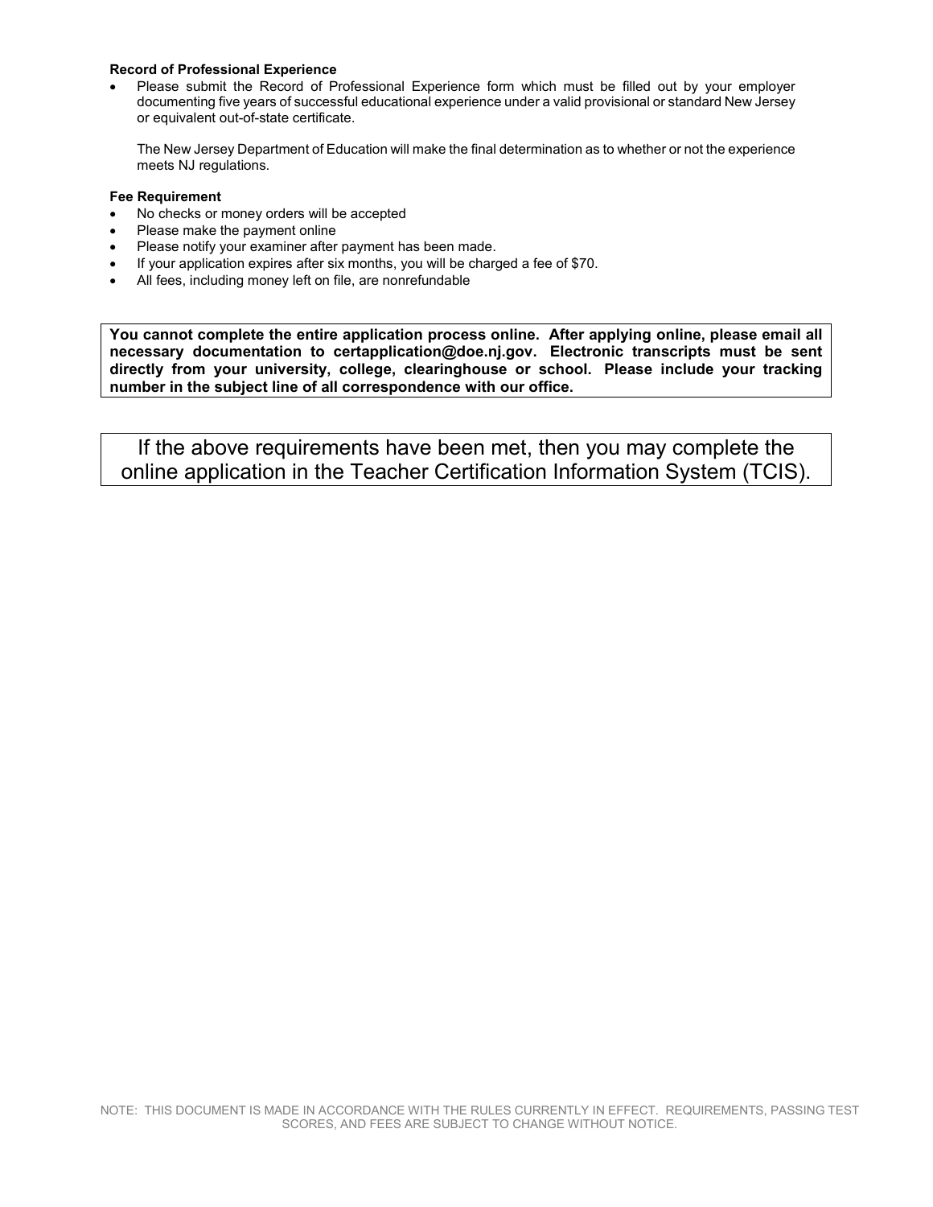**Record of Professional Experience**

- Please submit the Record of Professional Experience form which must be filled out by your employer documenting five years of successful educational experience under a valid provisional or standard New Jersey or equivalent out-of-state certificate.

  The New Jersey Department of Education will make the final determination as to whether or not the experience meets NJ regulations.

**Fee Requirement**

- No checks or money orders will be accepted
- Please make the payment online
- Please notify your examiner after payment has been made.
- If your application expires after six months, you will be charged a fee of $70.
- All fees, including money left on file, are nonrefundable

**You cannot complete the entire application process online. After applying online, please email all necessary documentation to certapplication@doe.nj.gov. Electronic transcripts must be sent directly from your university, college, clearinghouse or school. Please include your tracking number in the subject line of all correspondence with our office.**

If the above requirements have been met, then you may complete the online application in the Teacher Certification Information System (TCIS).

NOTE: THIS DOCUMENT IS MADE IN ACCORDANCE WITH THE RULES CURRENTLY IN EFFECT. REQUIREMENTS, PASSING TEST SCORES, AND FEES ARE SUBJECT TO CHANGE WITHOUT NOTICE.